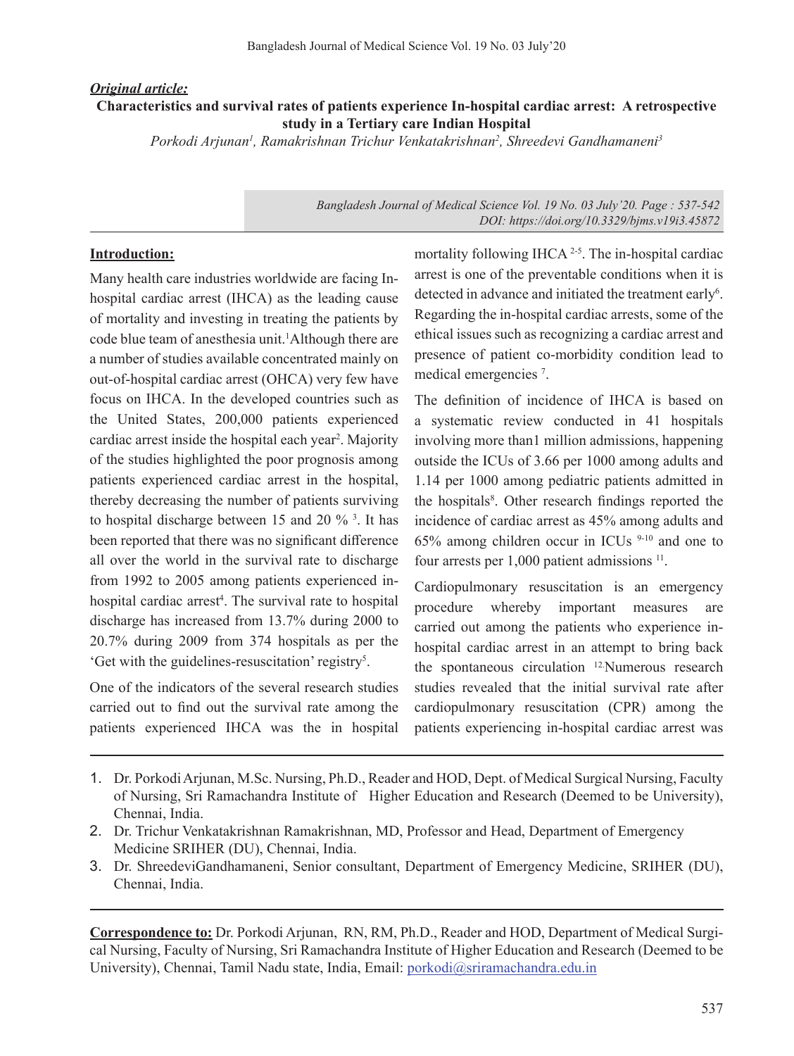***Original article:***

# Characteristics and survival rates of patients experience In-hospital cardiac arrest: A retrospective study in a Tertiary care Indian Hospital

*Porkodi Arjunan[1], Ramakrishnan Trichur Venkatakrishnan[2], Shreedevi Gandhamaneni[3]*

*DOI: https://doi.org/10.3329/bjms.v19i3.45872*

## Introduction:

Many health care industries worldwide are facing In-hospital cardiac arrest (IHCA) as the leading cause of mortality and investing in treating the patients by code blue team of anesthesia unit.[1] Although there are a number of studies available concentrated mainly on out-of-hospital cardiac arrest (OHCA) very few have focus on IHCA. In the developed countries such as the United States, 200,000 patients experienced cardiac arrest inside the hospital each year[2]. Majority of the studies highlighted the poor prognosis among patients experienced cardiac arrest in the hospital, thereby decreasing the number of patients surviving to hospital discharge between 15 and 20 % [3]. It has been reported that there was no significant difference all over the world in the survival rate to discharge from 1992 to 2005 among patients experienced in-hospital cardiac arrest[4]. The survival rate to hospital discharge has increased from 13.7% during 2000 to 20.7% during 2009 from 374 hospitals as per the 'Get with the guidelines-resuscitation' registry[5].

One of the indicators of the several research studies carried out to find out the survival rate among the patients experienced IHCA was the in hospital mortality following IHCA [2-5]. The in-hospital cardiac arrest is one of the preventable conditions when it is detected in advance and initiated the treatment early[6]. Regarding the in-hospital cardiac arrests, some of the ethical issues such as recognizing a cardiac arrest and presence of patient co-morbidity condition lead to medical emergencies [7].

The definition of incidence of IHCA is based on a systematic review conducted in 41 hospitals involving more than1 million admissions, happening outside the ICUs of 3.66 per 1000 among adults and 1.14 per 1000 among pediatric patients admitted in the hospitals[8]. Other research findings reported the incidence of cardiac arrest as 45% among adults and 65% among children occur in ICUs [9-10] and one to four arrests per 1,000 patient admissions [11].

Cardiopulmonary resuscitation is an emergency procedure whereby important measures are carried out among the patients who experience in-hospital cardiac arrest in an attempt to bring back the spontaneous circulation [12]. Numerous research studies revealed that the initial survival rate after cardiopulmonary resuscitation (CPR) among the patients experiencing in-hospital cardiac arrest was

---

1. Dr. Porkodi Arjunan, M.Sc. Nursing, Ph.D., Reader and HOD, Dept. of Medical Surgical Nursing, Faculty of Nursing, Sri Ramachandra Institute of Higher Education and Research (Deemed to be University), Chennai, India.
2. Dr. Trichur Venkatakrishnan Ramakrishnan, MD, Professor and Head, Department of Emergency Medicine SRIHER (DU), Chennai, India.
3. Dr. ShreedeviGandhamaneni, Senior consultant, Department of Emergency Medicine, SRIHER (DU), Chennai, India.

**Correspondence to:** Dr. Porkodi Arjunan, RN, RM, Ph.D., Reader and HOD, Department of Medical Surgical Nursing, Faculty of Nursing, Sri Ramachandra Institute of Higher Education and Research (Deemed to be University), Chennai, Tamil Nadu state, India, Email: porkodi@sriramachandra.edu.in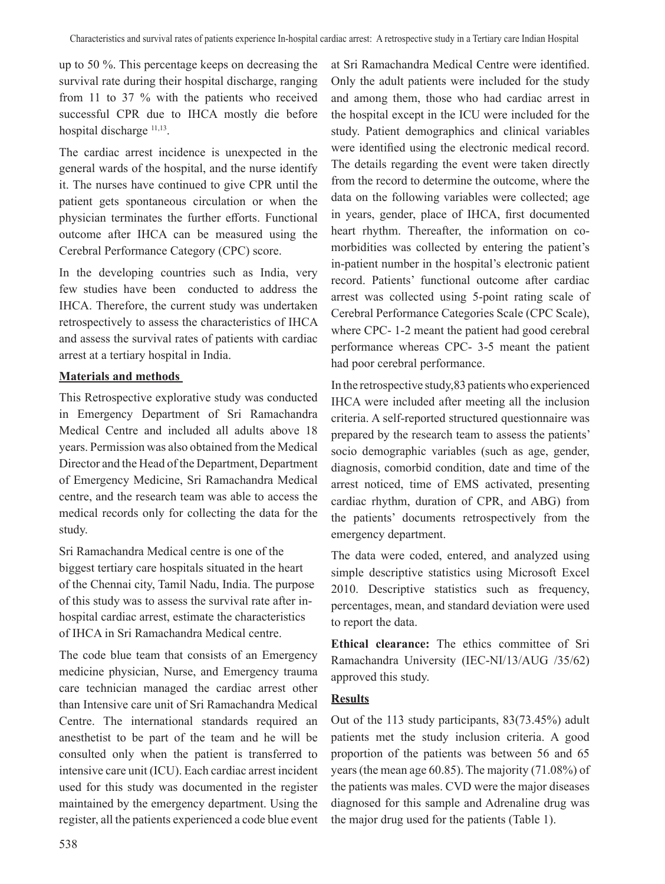up to 50 %. This percentage keeps on decreasing the survival rate during their hospital discharge, ranging from 11 to 37 % with the patients who received successful CPR due to IHCA mostly die before hospital discharge [11,13].

The cardiac arrest incidence is unexpected in the general wards of the hospital, and the nurse identify it. The nurses have continued to give CPR until the patient gets spontaneous circulation or when the physician terminates the further efforts. Functional outcome after IHCA can be measured using the Cerebral Performance Category (CPC) score.

In the developing countries such as India, very few studies have been conducted to address the IHCA. Therefore, the current study was undertaken retrospectively to assess the characteristics of IHCA and assess the survival rates of patients with cardiac arrest at a tertiary hospital in India.

## Materials and methods

This Retrospective explorative study was conducted in Emergency Department of Sri Ramachandra Medical Centre and included all adults above 18 years. Permission was also obtained from the Medical Director and the Head of the Department, Department of Emergency Medicine, Sri Ramachandra Medical centre, and the research team was able to access the medical records only for collecting the data for the study.

Sri Ramachandra Medical centre is one of the biggest tertiary care hospitals situated in the heart of the Chennai city, Tamil Nadu, India. The purpose of this study was to assess the survival rate after in-hospital cardiac arrest, estimate the characteristics of IHCA in Sri Ramachandra Medical centre.

The code blue team that consists of an Emergency medicine physician, Nurse, and Emergency trauma care technician managed the cardiac arrest other than Intensive care unit of Sri Ramachandra Medical Centre. The international standards required an anesthetist to be part of the team and he will be consulted only when the patient is transferred to intensive care unit (ICU). Each cardiac arrest incident used for this study was documented in the register maintained by the emergency department. Using the register, all the patients experienced a code blue event at Sri Ramachandra Medical Centre were identified. Only the adult patients were included for the study and among them, those who had cardiac arrest in the hospital except in the ICU were included for the study. Patient demographics and clinical variables were identified using the electronic medical record. The details regarding the event were taken directly from the record to determine the outcome, where the data on the following variables were collected; age in years, gender, place of IHCA, first documented heart rhythm. Thereafter, the information on co-morbidities was collected by entering the patient's in-patient number in the hospital's electronic patient record. Patients' functional outcome after cardiac arrest was collected using 5-point rating scale of Cerebral Performance Categories Scale (CPC Scale), where CPC- 1-2 meant the patient had good cerebral performance whereas CPC- 3-5 meant the patient had poor cerebral performance.

In the retrospective study,83 patients who experienced IHCA were included after meeting all the inclusion criteria. A self-reported structured questionnaire was prepared by the research team to assess the patients' socio demographic variables (such as age, gender, diagnosis, comorbid condition, date and time of the arrest noticed, time of EMS activated, presenting cardiac rhythm, duration of CPR, and ABG) from the patients' documents retrospectively from the emergency department.

The data were coded, entered, and analyzed using simple descriptive statistics using Microsoft Excel 2010. Descriptive statistics such as frequency, percentages, mean, and standard deviation were used to report the data.

**Ethical clearance:** The ethics committee of Sri Ramachandra University (IEC-NI/13/AUG /35/62) approved this study.

## Results

Out of the 113 study participants, 83(73.45%) adult patients met the study inclusion criteria. A good proportion of the patients was between 56 and 65 years (the mean age 60.85). The majority (71.08%) of the patients was males. CVD were the major diseases diagnosed for this sample and Adrenaline drug was the major drug used for the patients (Table 1).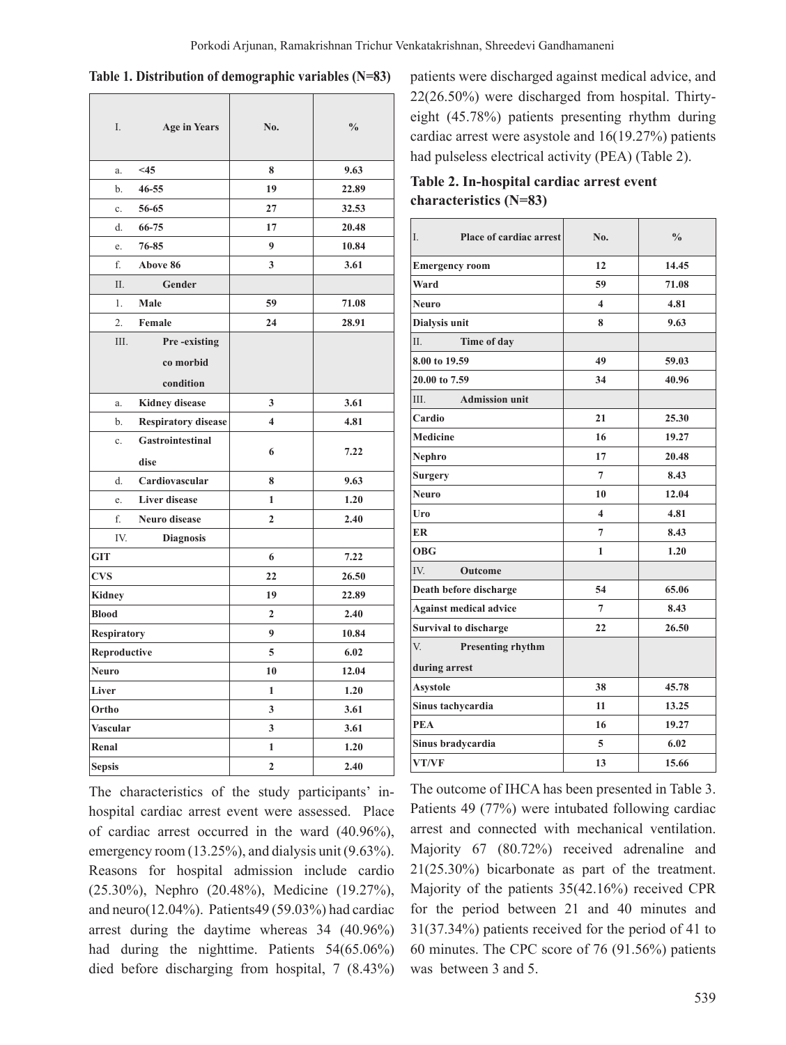**Table 1. Distribution of demographic variables (N=83)**

| I. Age in Years | No. | % |
|---|---|---|
| a. <45 | 8 | 9.63 |
| b. 46-55 | 19 | 22.89 |
| c. 56-65 | 27 | 32.53 |
| d. 66-75 | 17 | 20.48 |
| e. 76-85 | 9 | 10.84 |
| f. Above 86 | 3 | 3.61 |
| II. Gender | | |
| 1. Male | 59 | 71.08 |
| 2. Female | 24 | 28.91 |
| III. Pre -existing co morbid condition | | |
| a. Kidney disease | 3 | 3.61 |
| b. Respiratory disease | 4 | 4.81 |
| c. Gastrointestinal dise | 6 | 7.22 |
| d. Cardiovascular | 8 | 9.63 |
| e. Liver disease | 1 | 1.20 |
| f. Neuro disease | 2 | 2.40 |
| IV. Diagnosis | | |
| GIT | 6 | 7.22 |
| CVS | 22 | 26.50 |
| Kidney | 19 | 22.89 |
| Blood | 2 | 2.40 |
| Respiratory | 9 | 10.84 |
| Reproductive | 5 | 6.02 |
| Neuro | 10 | 12.04 |
| Liver | 1 | 1.20 |
| Ortho | 3 | 3.61 |
| Vascular | 3 | 3.61 |
| Renal | 1 | 1.20 |
| Sepsis | 2 | 2.40 |

The characteristics of the study participants' in-hospital cardiac arrest event were assessed. Place of cardiac arrest occurred in the ward (40.96%), emergency room (13.25%), and dialysis unit (9.63%). Reasons for hospital admission include cardio (25.30%), Nephro (20.48%), Medicine (19.27%), and neuro(12.04%). Patients49 (59.03%) had cardiac arrest during the daytime whereas 34 (40.96%) had during the nighttime. Patients 54(65.06%) died before discharging from hospital, 7 (8.43%) patients were discharged against medical advice, and 22(26.50%) were discharged from hospital. Thirty-eight (45.78%) patients presenting rhythm during cardiac arrest were asystole and 16(19.27%) patients had pulseless electrical activity (PEA) (Table 2).

**Table 2. In-hospital cardiac arrest event characteristics (N=83)**

| I. Place of cardiac arrest | No. | % |
|---|---|---|
| Emergency room | 12 | 14.45 |
| Ward | 59 | 71.08 |
| Neuro | 4 | 4.81 |
| Dialysis unit | 8 | 9.63 |
| II. Time of day | | |
| 8.00 to 19.59 | 49 | 59.03 |
| 20.00 to 7.59 | 34 | 40.96 |
| III. Admission unit | | |
| Cardio | 21 | 25.30 |
| Medicine | 16 | 19.27 |
| Nephro | 17 | 20.48 |
| Surgery | 7 | 8.43 |
| Neuro | 10 | 12.04 |
| Uro | 4 | 4.81 |
| ER | 7 | 8.43 |
| OBG | 1 | 1.20 |
| IV. Outcome | | |
| Death before discharge | 54 | 65.06 |
| Against medical advice | 7 | 8.43 |
| Survival to discharge | 22 | 26.50 |
| V. Presenting rhythm during arrest | | |
| Asystole | 38 | 45.78 |
| Sinus tachycardia | 11 | 13.25 |
| PEA | 16 | 19.27 |
| Sinus bradycardia | 5 | 6.02 |
| VT/VF | 13 | 15.66 |

The outcome of IHCA has been presented in Table 3. Patients 49 (77%) were intubated following cardiac arrest and connected with mechanical ventilation. Majority 67 (80.72%) received adrenaline and 21(25.30%) bicarbonate as part of the treatment. Majority of the patients 35(42.16%) received CPR for the period between 21 and 40 minutes and 31(37.34%) patients received for the period of 41 to 60 minutes. The CPC score of 76 (91.56%) patients was between 3 and 5.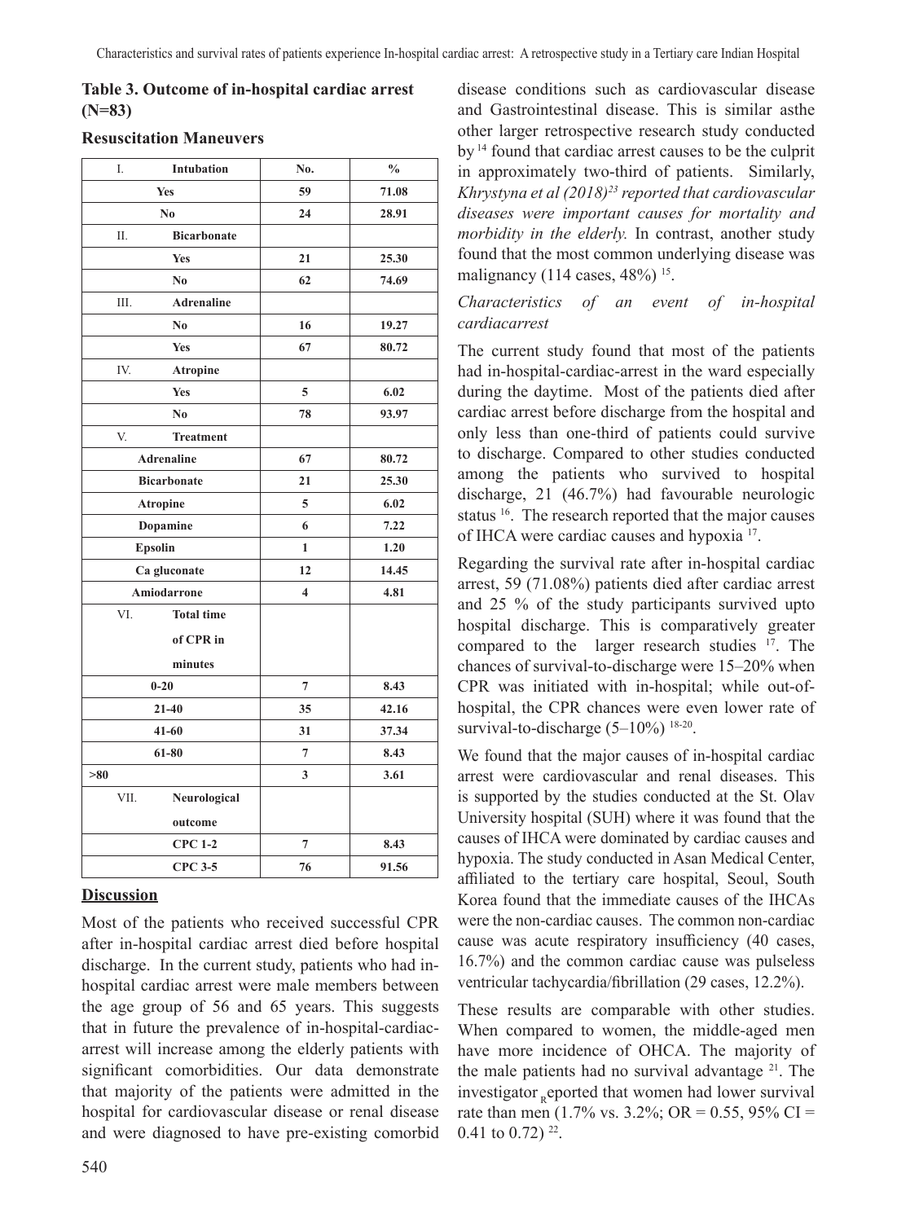**Table 3. Outcome of in-hospital cardiac arrest (N=83)**

**Resuscitation Maneuvers**

| | No. | % |
|---|---|---|
| **I. Intubation** | | |
| **Yes** | **59** | **71.08** |
| **No** | **24** | **28.91** |
| **II. Bicarbonate** | | |
| **Yes** | **21** | **25.30** |
| **No** | **62** | **74.69** |
| **III. Adrenaline** | | |
| **No** | **16** | **19.27** |
| **Yes** | **67** | **80.72** |
| **IV. Atropine** | | |
| **Yes** | **5** | **6.02** |
| **No** | **78** | **93.97** |
| **V. Treatment** | | |
| **Adrenaline** | **67** | **80.72** |
| **Bicarbonate** | **21** | **25.30** |
| **Atropine** | **5** | **6.02** |
| **Dopamine** | **6** | **7.22** |
| **Epsolin** | **1** | **1.20** |
| **Ca gluconate** | **12** | **14.45** |
| **Amiodarrone** | **4** | **4.81** |
| **VI. Total time of CPR in minutes** | | |
| **0-20** | **7** | **8.43** |
| **21-40** | **35** | **42.16** |
| **41-60** | **31** | **37.34** |
| **61-80** | **7** | **8.43** |
| **>80** | **3** | **3.61** |
| **VII. Neurological outcome** | | |
| **CPC 1-2** | **7** | **8.43** |
| **CPC 3-5** | **76** | **91.56** |

## Discussion

Most of the patients who received successful CPR after in-hospital cardiac arrest died before hospital discharge. In the current study, patients who had in-hospital cardiac arrest were male members between the age group of 56 and 65 years. This suggests that in future the prevalence of in-hospital-cardiac-arrest will increase among the elderly patients with significant comorbidities. Our data demonstrate that majority of the patients were admitted in the hospital for cardiovascular disease or renal disease and were diagnosed to have pre-existing comorbid disease conditions such as cardiovascular disease and Gastrointestinal disease. This is similar asthe other larger retrospective research study conducted by [14] found that cardiac arrest causes to be the culprit in approximately two-third of patients. Similarly, *Khrystyna et al (2018)[23] reported that cardiovascular diseases were important causes for mortality and morbidity in the elderly.* In contrast, another study found that the most common underlying disease was malignancy (114 cases, 48%) [15].

*Characteristics of an event of in-hospital cardiacarrest*

The current study found that most of the patients had in-hospital-cardiac-arrest in the ward especially during the daytime. Most of the patients died after cardiac arrest before discharge from the hospital and only less than one-third of patients could survive to discharge. Compared to other studies conducted among the patients who survived to hospital discharge, 21 (46.7%) had favourable neurologic status [16]. The research reported that the major causes of IHCA were cardiac causes and hypoxia [17].

Regarding the survival rate after in-hospital cardiac arrest, 59 (71.08%) patients died after cardiac arrest and 25 % of the study participants survived upto hospital discharge. This is comparatively greater compared to the larger research studies [17]. The chances of survival-to-discharge were 15–20% when CPR was initiated with in-hospital; while out-of-hospital, the CPR chances were even lower rate of survival-to-discharge (5–10%) [18-20].

We found that the major causes of in-hospital cardiac arrest were cardiovascular and renal diseases. This is supported by the studies conducted at the St. Olav University hospital (SUH) where it was found that the causes of IHCA were dominated by cardiac causes and hypoxia. The study conducted in Asan Medical Center, affiliated to the tertiary care hospital, Seoul, South Korea found that the immediate causes of the IHCAs were the non-cardiac causes. The common non-cardiac cause was acute respiratory insufficiency (40 cases, 16.7%) and the common cardiac cause was pulseless ventricular tachycardia/fibrillation (29 cases, 12.2%).

These results are comparable with other studies. When compared to women, the middle-aged men have more incidence of OHCA. The majority of the male patients had no survival advantage [21]. The investigator Reported that women had lower survival rate than men (1.7% vs. 3.2%; OR = 0.55, 95% CI = 0.41 to 0.72) [22].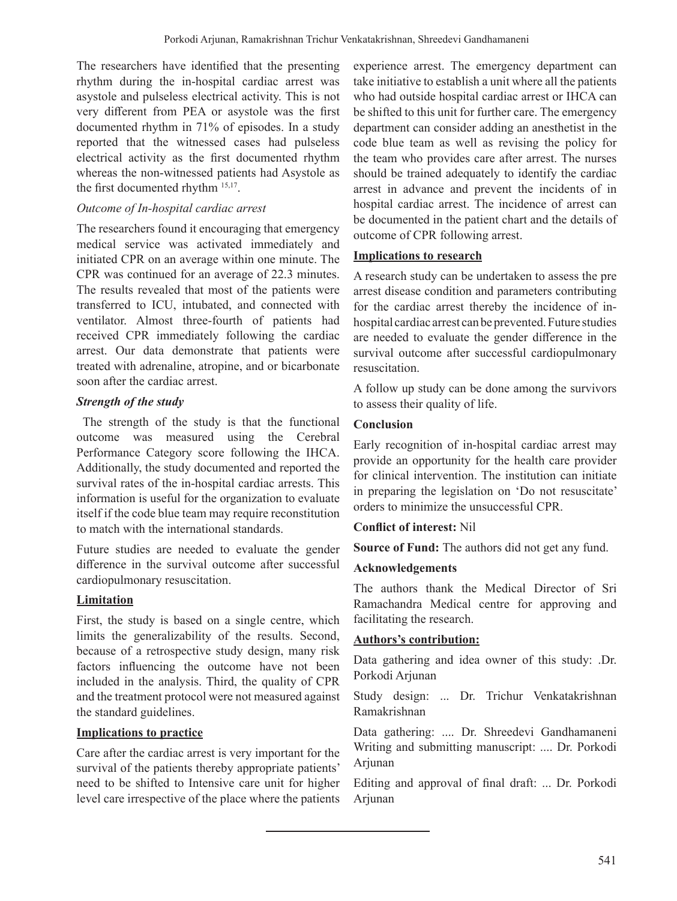The researchers have identified that the presenting rhythm during the in-hospital cardiac arrest was asystole and pulseless electrical activity. This is not very different from PEA or asystole was the first documented rhythm in 71% of episodes. In a study reported that the witnessed cases had pulseless electrical activity as the first documented rhythm whereas the non-witnessed patients had Asystole as the first documented rhythm [15,17].

*Outcome of In-hospital cardiac arrest*

The researchers found it encouraging that emergency medical service was activated immediately and initiated CPR on an average within one minute. The CPR was continued for an average of 22.3 minutes. The results revealed that most of the patients were transferred to ICU, intubated, and connected with ventilator. Almost three-fourth of patients had received CPR immediately following the cardiac arrest. Our data demonstrate that patients were treated with adrenaline, atropine, and or bicarbonate soon after the cardiac arrest.

***Strength of the study***

The strength of the study is that the functional outcome was measured using the Cerebral Performance Category score following the IHCA. Additionally, the study documented and reported the survival rates of the in-hospital cardiac arrests. This information is useful for the organization to evaluate itself if the code blue team may require reconstitution to match with the international standards.

Future studies are needed to evaluate the gender difference in the survival outcome after successful cardiopulmonary resuscitation.

**Limitation**

First, the study is based on a single centre, which limits the generalizability of the results. Second, because of a retrospective study design, many risk factors influencing the outcome have not been included in the analysis. Third, the quality of CPR and the treatment protocol were not measured against the standard guidelines.

**Implications to practice**

Care after the cardiac arrest is very important for the survival of the patients thereby appropriate patients' need to be shifted to Intensive care unit for higher level care irrespective of the place where the patients experience arrest. The emergency department can take initiative to establish a unit where all the patients who had outside hospital cardiac arrest or IHCA can be shifted to this unit for further care. The emergency department can consider adding an anesthetist in the code blue team as well as revising the policy for the team who provides care after arrest. The nurses should be trained adequately to identify the cardiac arrest in advance and prevent the incidents of in hospital cardiac arrest. The incidence of arrest can be documented in the patient chart and the details of outcome of CPR following arrest.

**Implications to research**

A research study can be undertaken to assess the pre arrest disease condition and parameters contributing for the cardiac arrest thereby the incidence of in-hospital cardiac arrest can be prevented. Future studies are needed to evaluate the gender difference in the survival outcome after successful cardiopulmonary resuscitation.

A follow up study can be done among the survivors to assess their quality of life.

**Conclusion**

Early recognition of in-hospital cardiac arrest may provide an opportunity for the health care provider for clinical intervention. The institution can initiate in preparing the legislation on 'Do not resuscitate' orders to minimize the unsuccessful CPR.

**Conflict of interest:** Nil

**Source of Fund:** The authors did not get any fund.

**Acknowledgements**

The authors thank the Medical Director of Sri Ramachandra Medical centre for approving and facilitating the research.

**Authors's contribution:**

Data gathering and idea owner of this study: .Dr. Porkodi Arjunan

Study design: ... Dr. Trichur Venkatakrishnan Ramakrishnan

Data gathering: .... Dr. Shreedevi Gandhamaneni
Writing and submitting manuscript: .... Dr. Porkodi Arjunan

Editing and approval of final draft: ... Dr. Porkodi Arjunan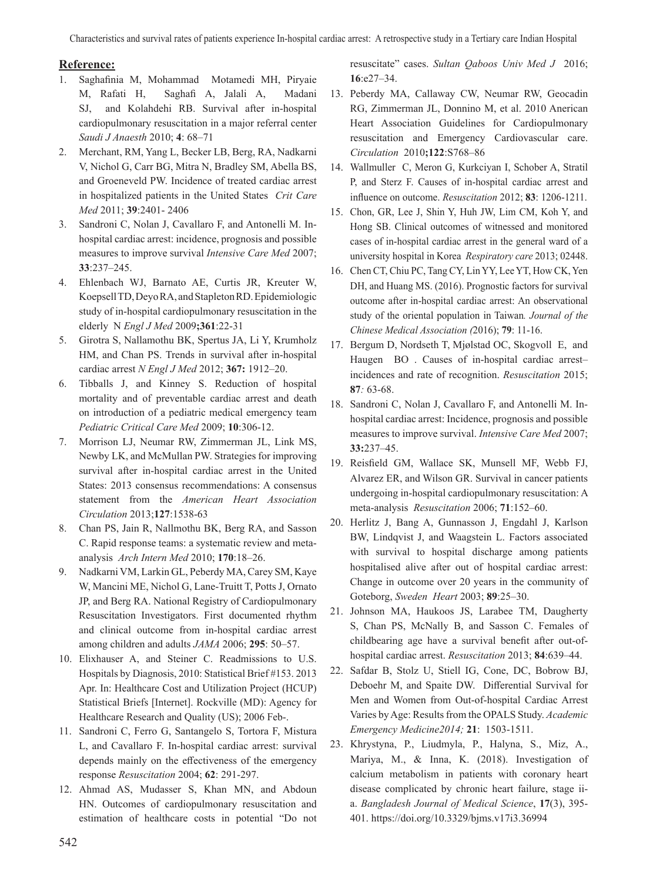## **Reference:**

1. Saghafinia M, Mohammad Motamedi MH, Piryaie M, Rafati H, Saghafi A, Jalali A, Madani SJ, and Kolahdehi RB. Survival after in-hospital cardiopulmonary resuscitation in a major referral center *Saudi J Anaesth* 2010; **4**: 68–71
2. Merchant, RM, Yang L, Becker LB, Berg, RA, Nadkarni V, Nichol G, Carr BG, Mitra N, Bradley SM, Abella BS, and Groeneveld PW. Incidence of treated cardiac arrest in hospitalized patients in the United States *Crit Care Med* 2011; **39**:2401- 2406
3. Sandroni C, Nolan J, Cavallaro F, and Antonelli M. In-hospital cardiac arrest: incidence, prognosis and possible measures to improve survival *Intensive Care Med* 2007; **33**:237–245.
4. Ehlenbach WJ, Barnato AE, Curtis JR, Kreuter W, Koepsell TD, Deyo RA, and Stapleton RD. Epidemiologic study of in-hospital cardiopulmonary resuscitation in the elderly N *Engl J Med* 2009**;361**:22-31
5. Girotra S, Nallamothu BK, Spertus JA, Li Y, Krumholz HM, and Chan PS. Trends in survival after in-hospital cardiac arrest *N Engl J Med* 2012; **367:** 1912–20.
6. Tibballs J, and Kinney S. Reduction of hospital mortality and of preventable cardiac arrest and death on introduction of a pediatric medical emergency team *Pediatric Critical Care Med* 2009; **10**:306-12.
7. Morrison LJ, Neumar RW, Zimmerman JL, Link MS, Newby LK, and McMullan PW. Strategies for improving survival after in-hospital cardiac arrest in the United States: 2013 consensus recommendations: A consensus statement from the *American Heart Association Circulation* 2013;**127**:1538-63
8. Chan PS, Jain R, Nallmothu BK, Berg RA, and Sasson C. Rapid response teams: a systematic review and meta-analysis *Arch Intern Med* 2010; **170**:18–26.
9. Nadkarni VM, Larkin GL, Peberdy MA, Carey SM, Kaye W, Mancini ME, Nichol G, Lane-Truitt T, Potts J, Ornato JP, and Berg RA. National Registry of Cardiopulmonary Resuscitation Investigators. First documented rhythm and clinical outcome from in-hospital cardiac arrest among children and adults *JAMA* 2006; **295**: 50–57.
10. Elixhauser A, and Steiner C. Readmissions to U.S. Hospitals by Diagnosis, 2010: Statistical Brief #153. 2013 Apr. In: Healthcare Cost and Utilization Project (HCUP) Statistical Briefs [Internet]. Rockville (MD): Agency for Healthcare Research and Quality (US); 2006 Feb-.
11. Sandroni C, Ferro G, Santangelo S, Tortora F, Mistura L, and Cavallaro F. In-hospital cardiac arrest: survival depends mainly on the effectiveness of the emergency response *Resuscitation* 2004; **62**: 291-297.
12. Ahmad AS, Mudasser S, Khan MN, and Abdoun HN. Outcomes of cardiopulmonary resuscitation and estimation of healthcare costs in potential "Do not resuscitate" cases. *Sultan Qaboos Univ Med J* 2016; **16**:e27–34.
13. Peberdy MA, Callaway CW, Neumar RW, Geocadin RG, Zimmerman JL, Donnino M, et al. 2010 Anerican Heart Association Guidelines for Cardiopulmonary resuscitation and Emergency Cardiovascular care. *Circulation* 2010**;122**:S768–86
14. Wallmuller C, Meron G, Kurkciyan I, Schober A, Stratil P, and Sterz F. Causes of in-hospital cardiac arrest and influence on outcome. *Resuscitation* 2012; **83**: 1206-1211.
15. Chon, GR, Lee J, Shin Y, Huh JW, Lim CM, Koh Y, and Hong SB. Clinical outcomes of witnessed and monitored cases of in-hospital cardiac arrest in the general ward of a university hospital in Korea *Respiratory care* 2013; 02448.
16. Chen CT, Chiu PC, Tang CY, Lin YY, Lee YT, How CK, Yen DH, and Huang MS. (2016). Prognostic factors for survival outcome after in-hospital cardiac arrest: An observational study of the oriental population in Taiwan*. Journal of the Chinese Medical Association (*2016); **79**: 11-16.
17. Bergum D, Nordseth T, Mjølstad OC, Skogvoll E, and Haugen BO . Causes of in-hospital cardiac arrest–incidences and rate of recognition. *Resuscitation* 2015; **87***:* 63-68.
18. Sandroni C, Nolan J, Cavallaro F, and Antonelli M. In-hospital cardiac arrest: Incidence, prognosis and possible measures to improve survival. *Intensive Care Med* 2007; **33:**237–45.
19. Reisfield GM, Wallace SK, Munsell MF, Webb FJ, Alvarez ER, and Wilson GR. Survival in cancer patients undergoing in-hospital cardiopulmonary resuscitation: A meta-analysis *Resuscitation* 2006; **71**:152–60.
20. Herlitz J, Bang A, Gunnasson J, Engdahl J, Karlson BW, Lindqvist J, and Waagstein L. Factors associated with survival to hospital discharge among patients hospitalised alive after out of hospital cardiac arrest: Change in outcome over 20 years in the community of Goteborg, *Sweden Heart* 2003; **89**:25–30.
21. Johnson MA, Haukoos JS, Larabee TM, Daugherty S, Chan PS, McNally B, and Sasson C. Females of childbearing age have a survival benefit after out-of-hospital cardiac arrest. *Resuscitation* 2013; **84**:639–44.
22. Safdar B, Stolz U, Stiell IG, Cone, DC, Bobrow BJ, Deboehr M, and Spaite DW. Differential Survival for Men and Women from Out-of-hospital Cardiac Arrest Varies by Age: Results from the OPALS Study. *Academic Emergency Medicine2014;* **21**: 1503-1511.
23. Khrystyna, P., Liudmyla, P., Halyna, S., Miz, A., Mariya, M., & Inna, K. (2018). Investigation of calcium metabolism in patients with coronary heart disease complicated by chronic heart failure, stage ii-a. *Bangladesh Journal of Medical Science*, **17**(3), 395-401. https://doi.org/10.3329/bjms.v17i3.36994